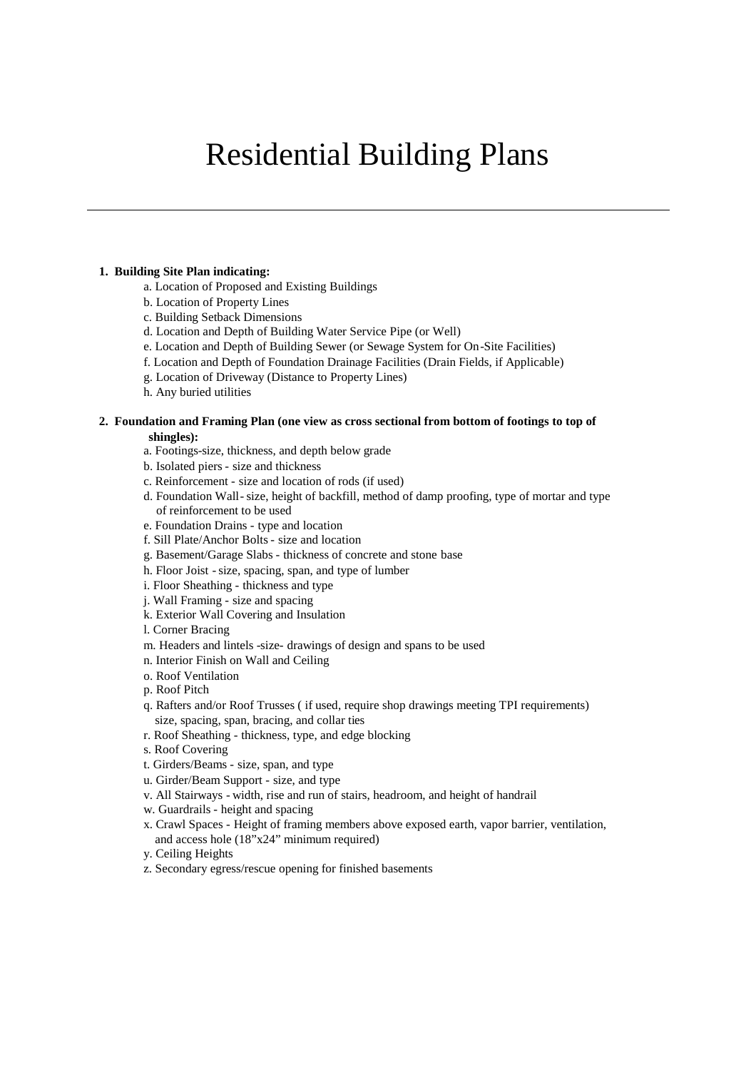# Residential Building Plans

---

1. **Building Site Plan indicating:**
   - a. Location of Proposed and Existing Buildings
   - b. Location of Property Lines
   - c. Building Setback Dimensions
   - d. Location and Depth of Building Water Service Pipe (or Well)
   - e. Location and Depth of Building Sewer (or Sewage System for On-Site Facilities)
   - f. Location and Depth of Foundation Drainage Facilities (Drain Fields, if Applicable)
   - g. Location of Driveway (Distance to Property Lines)
   - h. Any buried utilities

2. **Foundation and Framing Plan (one view as cross sectional from bottom of footings to top of shingles):**
   - a. Footings-size, thickness, and depth below grade
   - b. Isolated piers - size and thickness
   - c. Reinforcement - size and location of rods (if used)
   - d. Foundation Wall - size, height of backfill, method of damp proofing, type of mortar and type of reinforcement to be used
   - e. Foundation Drains - type and location
   - f. Sill Plate/Anchor Bolts - size and location
   - g. Basement/Garage Slabs - thickness of concrete and stone base
   - h. Floor Joist - size, spacing, span, and type of lumber
   - i. Floor Sheathing - thickness and type
   - j. Wall Framing - size and spacing
   - k. Exterior Wall Covering and Insulation
   - l. Corner Bracing
   - m. Headers and lintels -size- drawings of design and spans to be used
   - n. Interior Finish on Wall and Ceiling
   - o. Roof Ventilation
   - p. Roof Pitch
   - q. Rafters and/or Roof Trusses ( if used, require shop drawings meeting TPI requirements) size, spacing, span, bracing, and collar ties
   - r. Roof Sheathing - thickness, type, and edge blocking
   - s. Roof Covering
   - t. Girders/Beams - size, span, and type
   - u. Girder/Beam Support - size, and type
   - v. All Stairways - width, rise and run of stairs, headroom, and height of handrail
   - w. Guardrails - height and spacing
   - x. Crawl Spaces - Height of framing members above exposed earth, vapor barrier, ventilation, and access hole (18"x24" minimum required)
   - y. Ceiling Heights
   - z. Secondary egress/rescue opening for finished basements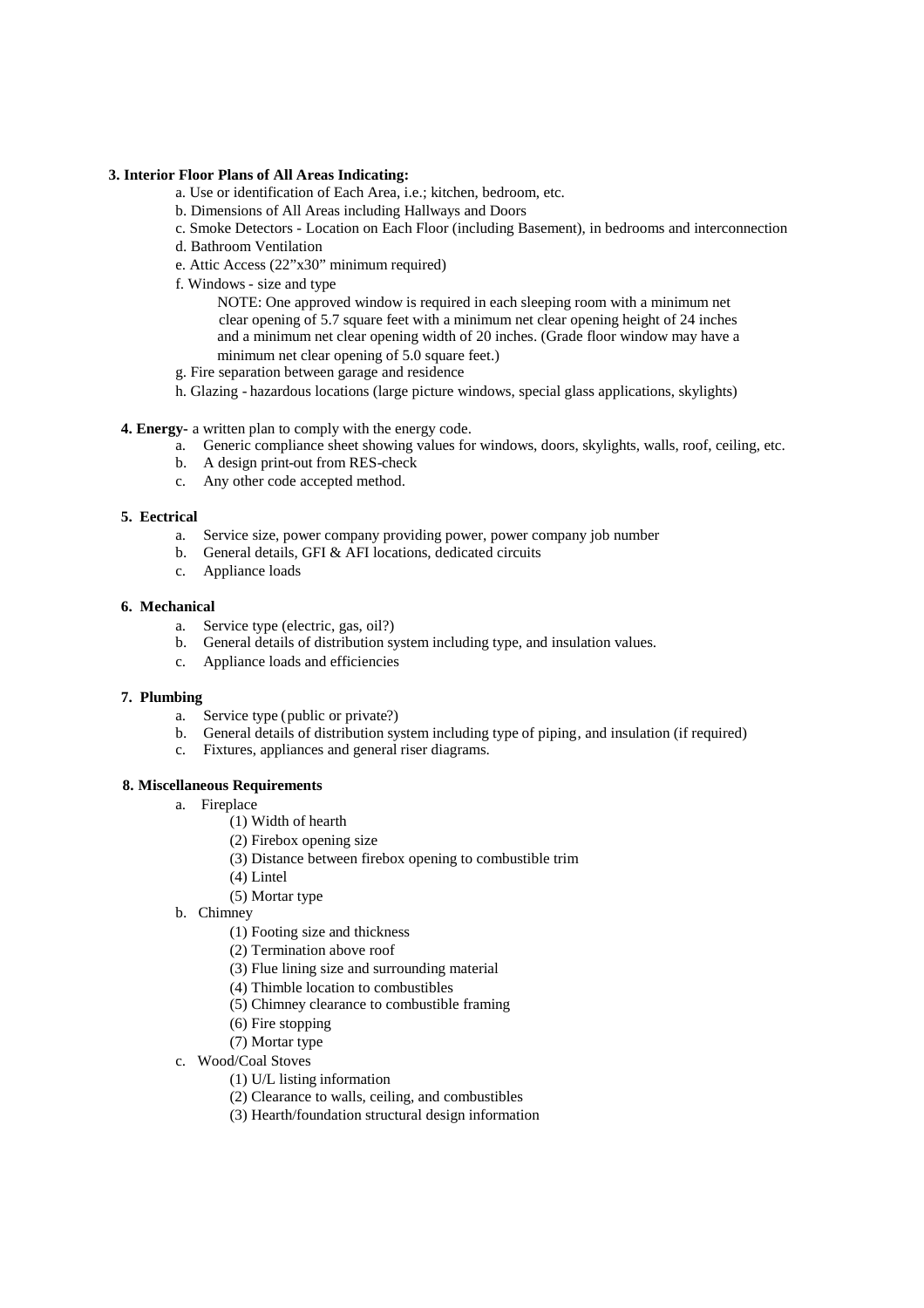**3. Interior Floor Plans of All Areas Indicating:**

a. Use or identification of Each Area, i.e.; kitchen, bedroom, etc.
b. Dimensions of All Areas including Hallways and Doors
c. Smoke Detectors - Location on Each Floor (including Basement), in bedrooms and interconnection
d. Bathroom Ventilation
e. Attic Access (22"x30" minimum required)
f. Windows - size and type

NOTE: One approved window is required in each sleeping room with a minimum net clear opening of 5.7 square feet with a minimum net clear opening height of 24 inches and a minimum net clear opening width of 20 inches. (Grade floor window may have a minimum net clear opening of 5.0 square feet.)

g. Fire separation between garage and residence
h. Glazing - hazardous locations (large picture windows, special glass applications, skylights)

**4. Energy-** a written plan to comply with the energy code.

a. Generic compliance sheet showing values for windows, doors, skylights, walls, roof, ceiling, etc.
b. A design print-out from RES-check
c. Any other code accepted method.

**5. Eectrical**

a. Service size, power company providing power, power company job number
b. General details, GFI & AFI locations, dedicated circuits
c. Appliance loads

**6. Mechanical**

a. Service type (electric, gas, oil?)
b. General details of distribution system including type, and insulation values.
c. Appliance loads and efficiencies

**7. Plumbing**

a. Service type (public or private?)
b. General details of distribution system including type of piping, and insulation (if required)
c. Fixtures, appliances and general riser diagrams.

**8. Miscellaneous Requirements**

a. Fireplace
   (1) Width of hearth
   (2) Firebox opening size
   (3) Distance between firebox opening to combustible trim
   (4) Lintel
   (5) Mortar type
b. Chimney
   (1) Footing size and thickness
   (2) Termination above roof
   (3) Flue lining size and surrounding material
   (4) Thimble location to combustibles
   (5) Chimney clearance to combustible framing
   (6) Fire stopping
   (7) Mortar type
c. Wood/Coal Stoves
   (1) U/L listing information
   (2) Clearance to walls, ceiling, and combustibles
   (3) Hearth/foundation structural design information